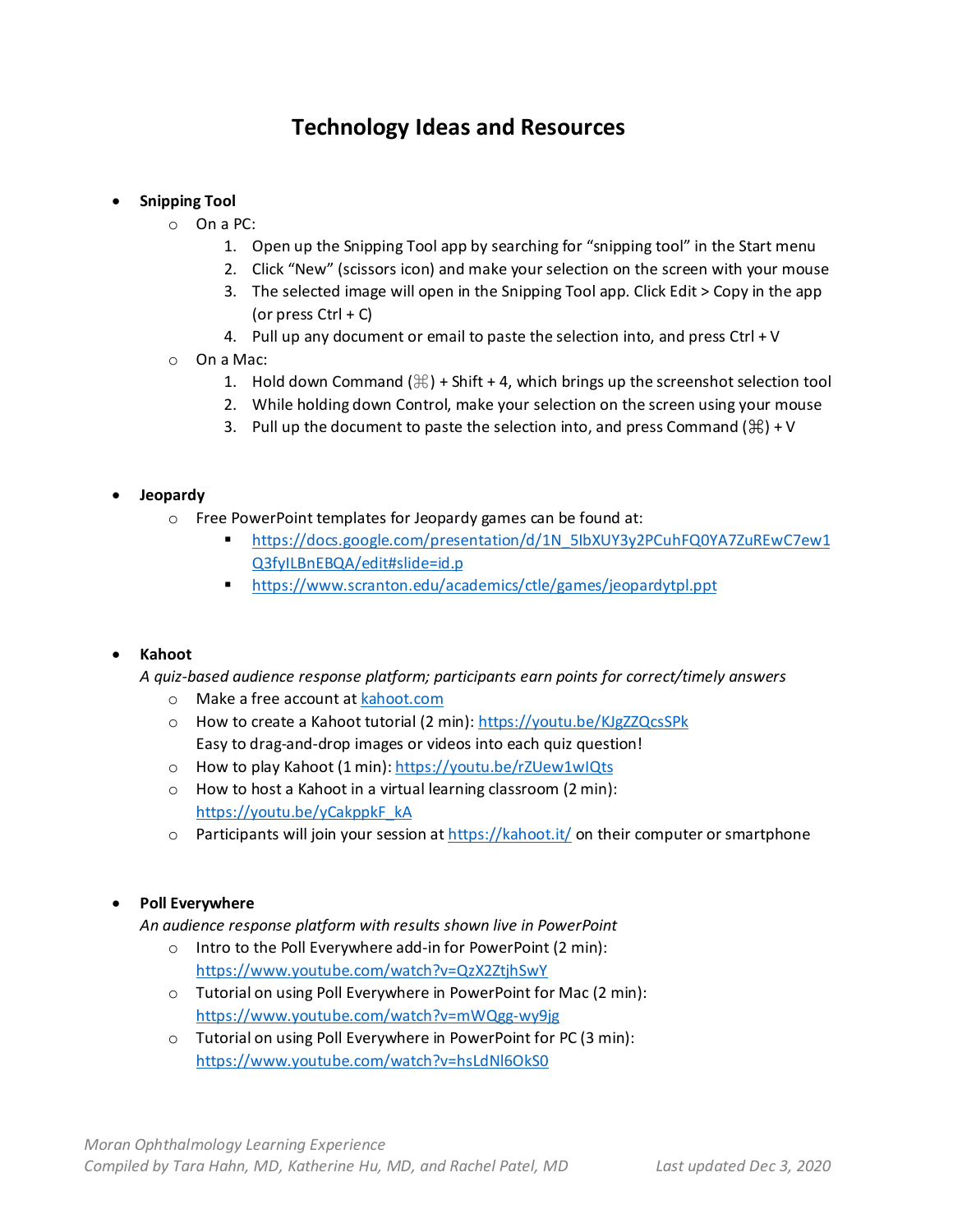# Technology Ideas and Resources

- **Snipping Tool**
  - On a PC:
    1. Open up the Snipping Tool app by searching for "snipping tool" in the Start menu
    2. Click "New" (scissors icon) and make your selection on the screen with your mouse
    3. The selected image will open in the Snipping Tool app. Click Edit > Copy in the app (or press Ctrl + C)
    4. Pull up any document or email to paste the selection into, and press Ctrl + V
  - On a Mac:
    1. Hold down Command (⌘) + Shift + 4, which brings up the screenshot selection tool
    2. While holding down Control, make your selection on the screen using your mouse
    3. Pull up the document to paste the selection into, and press Command (⌘) + V

- **Jeopardy**
  - Free PowerPoint templates for Jeopardy games can be found at:
    - https://docs.google.com/presentation/d/1N_5IbXUY3y2PCuhFQ0YA7ZuREwC7ew1Q3fyILBnEBQA/edit#slide=id.p
    - https://www.scranton.edu/academics/ctle/games/jeopardytpl.ppt

- **Kahoot**
  *A quiz-based audience response platform; participants earn points for correct/timely answers*
  - Make a free account at kahoot.com
  - How to create a Kahoot tutorial (2 min): https://youtu.be/KJgZZQcsSPk
    Easy to drag-and-drop images or videos into each quiz question!
  - How to play Kahoot (1 min): https://youtu.be/rZUew1wIQts
  - How to host a Kahoot in a virtual learning classroom (2 min): https://youtu.be/yCakppkF_kA
  - Participants will join your session at https://kahoot.it/ on their computer or smartphone

- **Poll Everywhere**
  *An audience response platform with results shown live in PowerPoint*
  - Intro to the Poll Everywhere add-in for PowerPoint (2 min): https://www.youtube.com/watch?v=QzX2ZtjhSwY
  - Tutorial on using Poll Everywhere in PowerPoint for Mac (2 min): https://www.youtube.com/watch?v=mWQgg-wy9jg
  - Tutorial on using Poll Everywhere in PowerPoint for PC (3 min): https://www.youtube.com/watch?v=hsLdNl6OkS0

*Moran Ophthalmology Learning Experience*
*Compiled by Tara Hahn, MD, Katherine Hu, MD, and Rachel Patel, MD* *Last updated Dec 3, 2020*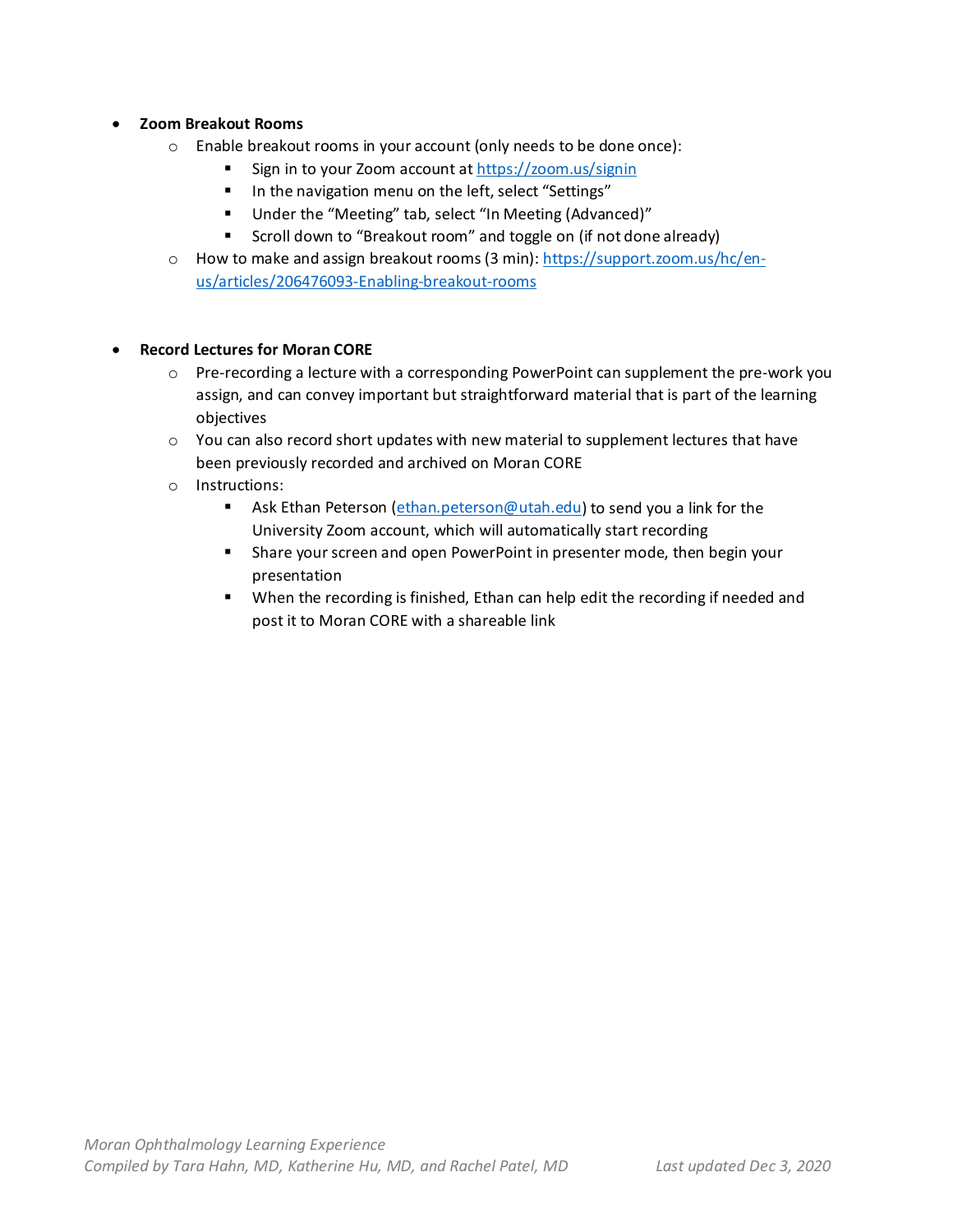- **Zoom Breakout Rooms**
  - Enable breakout rooms in your account (only needs to be done once):
    - Sign in to your Zoom account at https://zoom.us/signin
    - In the navigation menu on the left, select "Settings"
    - Under the "Meeting" tab, select "In Meeting (Advanced)"
    - Scroll down to "Breakout room" and toggle on (if not done already)
  - How to make and assign breakout rooms (3 min): https://support.zoom.us/hc/en-us/articles/206476093-Enabling-breakout-rooms

- **Record Lectures for Moran CORE**
  - Pre-recording a lecture with a corresponding PowerPoint can supplement the pre-work you assign, and can convey important but straightforward material that is part of the learning objectives
  - You can also record short updates with new material to supplement lectures that have been previously recorded and archived on Moran CORE
  - Instructions:
    - Ask Ethan Peterson (ethan.peterson@utah.edu) to send you a link for the University Zoom account, which will automatically start recording
    - Share your screen and open PowerPoint in presenter mode, then begin your presentation
    - When the recording is finished, Ethan can help edit the recording if needed and post it to Moran CORE with a shareable link